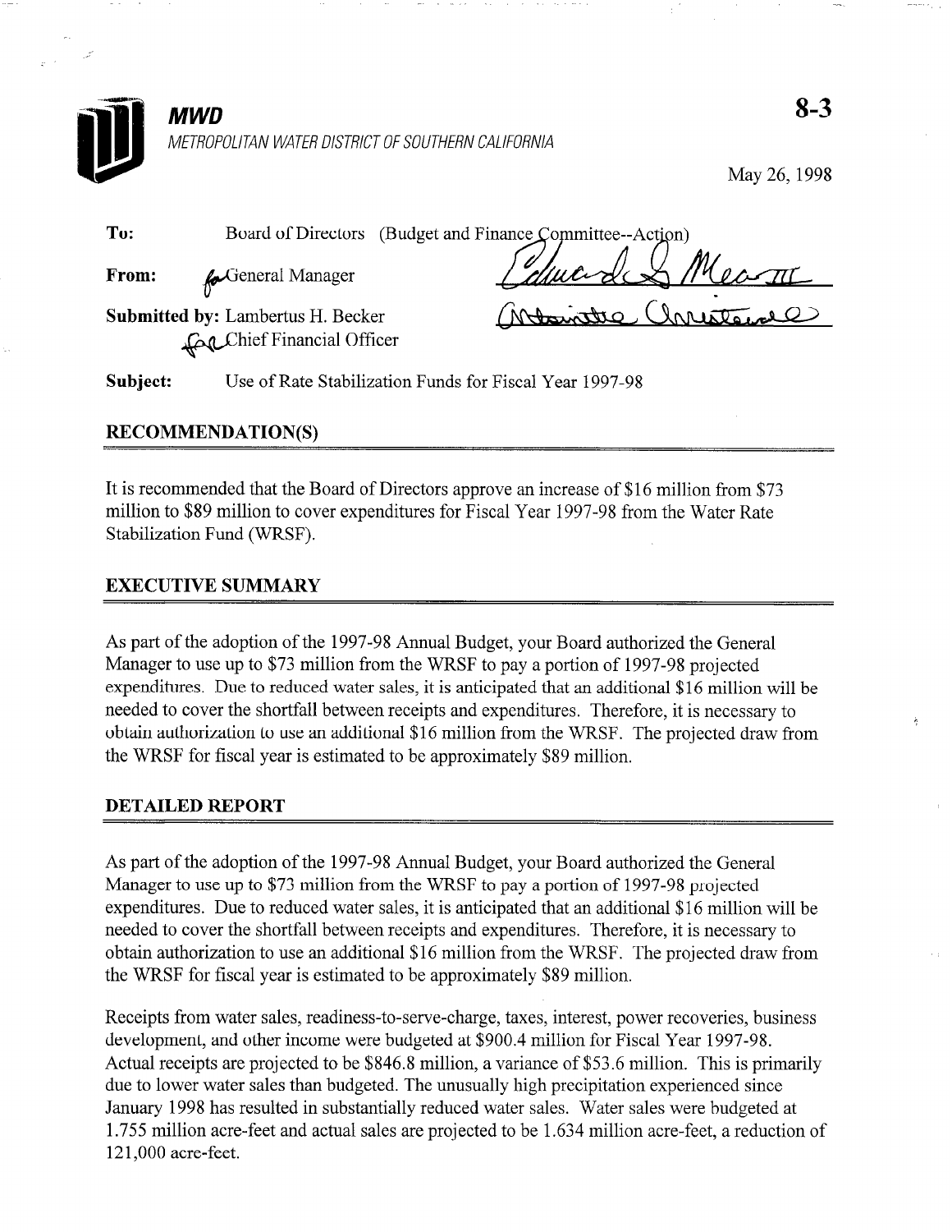# MWD

METROPOLITAN WATER DISTRICT OF SOUTHERN CALIFORNIA

**8-3**

May 26, 1998

**To:** Board of Directors (Budget and Finance Committee--Action)

**From:** General Manager

**Submitted by:** Lambertus H. Becker
Chief Financial Officer

**Subject:** Use of Rate Stabilization Funds for Fiscal Year 1997-98

## RECOMMENDATION(S)

It is recommended that the Board of Directors approve an increase of $16 million from $73 million to $89 million to cover expenditures for Fiscal Year 1997-98 from the Water Rate Stabilization Fund (WRSF).

## EXECUTIVE SUMMARY

As part of the adoption of the 1997-98 Annual Budget, your Board authorized the General Manager to use up to $73 million from the WRSF to pay a portion of 1997-98 projected expenditures. Due to reduced water sales, it is anticipated that an additional $16 million will be needed to cover the shortfall between receipts and expenditures. Therefore, it is necessary to obtain authorization to use an additional $16 million from the WRSF. The projected draw from the WRSF for fiscal year is estimated to be approximately $89 million.

## DETAILED REPORT

As part of the adoption of the 1997-98 Annual Budget, your Board authorized the General Manager to use up to $73 million from the WRSF to pay a portion of 1997-98 projected expenditures. Due to reduced water sales, it is anticipated that an additional $16 million will be needed to cover the shortfall between receipts and expenditures. Therefore, it is necessary to obtain authorization to use an additional $16 million from the WRSF. The projected draw from the WRSF for fiscal year is estimated to be approximately $89 million.

Receipts from water sales, readiness-to-serve-charge, taxes, interest, power recoveries, business development, and other income were budgeted at $900.4 million for Fiscal Year 1997-98. Actual receipts are projected to be $846.8 million, a variance of $53.6 million. This is primarily due to lower water sales than budgeted. The unusually high precipitation experienced since January 1998 has resulted in substantially reduced water sales. Water sales were budgeted at 1.755 million acre-feet and actual sales are projected to be 1.634 million acre-feet, a reduction of 121,000 acre-feet.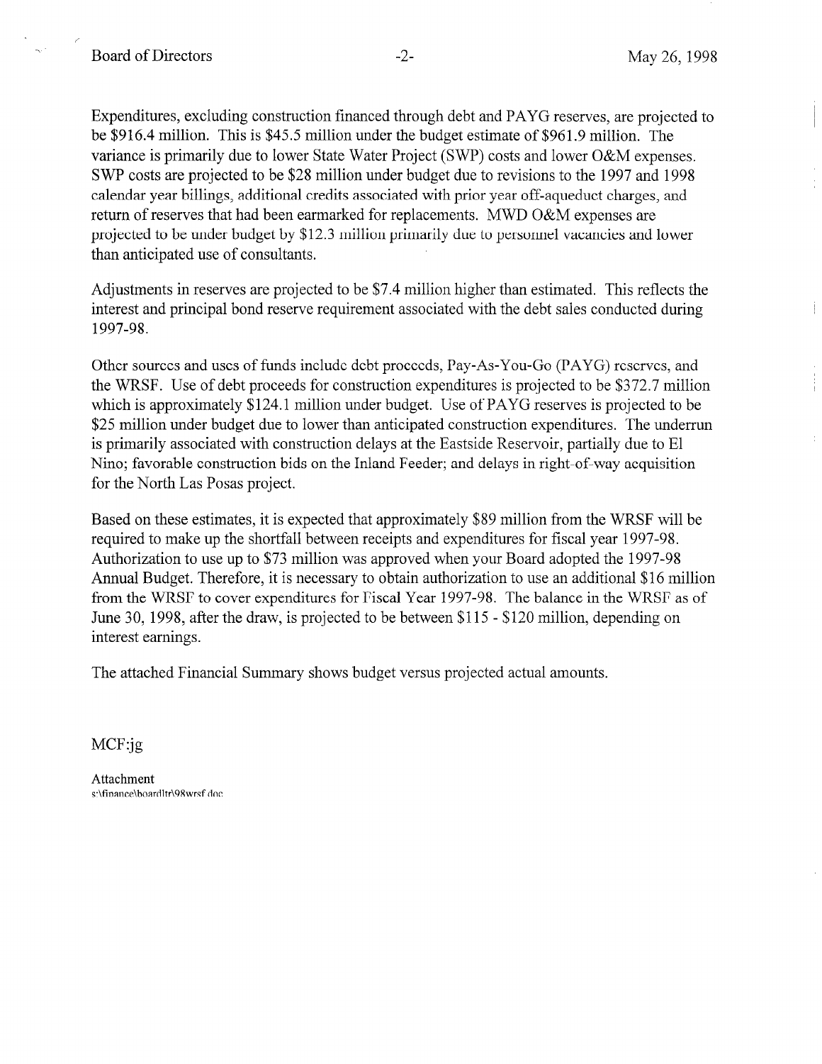Expenditures, excluding construction financed through debt and PAYG reserves, are projected to be $916.4 million. This is $45.5 million under the budget estimate of $961.9 million. The variance is primarily due to lower State Water Project (SWP) costs and lower O&M expenses. SWP costs are projected to be $28 million under budget due to revisions to the 1997 and 1998 calendar year billings, additional credits associated with prior year off-aqueduct charges, and return of reserves that had been earmarked for replacements. MWD O&M expenses are projected to be under budget by $12.3 million primarily due to personnel vacancies and lower than anticipated use of consultants.

Adjustments in reserves are projected to be $7.4 million higher than estimated. This reflects the interest and principal bond reserve requirement associated with the debt sales conducted during 1997-98.

Other sources and uses of funds include debt proceeds, Pay-As-You-Go (PAYG) reserves, and the WRSF. Use of debt proceeds for construction expenditures is projected to be $372.7 million which is approximately $124.1 million under budget. Use of PAYG reserves is projected to be $25 million under budget due to lower than anticipated construction expenditures. The underrun is primarily associated with construction delays at the Eastside Reservoir, partially due to El Nino; favorable construction bids on the Inland Feeder; and delays in right-of-way acquisition for the North Las Posas project.

Based on these estimates, it is expected that approximately $89 million from the WRSF will be required to make up the shortfall between receipts and expenditures for fiscal year 1997-98. Authorization to use up to $73 million was approved when your Board adopted the 1997-98 Annual Budget. Therefore, it is necessary to obtain authorization to use an additional $16 million from the WRSF to cover expenditures for Fiscal Year 1997-98. The balance in the WRSF as of June 30, 1998, after the draw, is projected to be between $115 - $120 million, depending on interest earnings.

The attached Financial Summary shows budget versus projected actual amounts.

MCF:jg

Attachment
s:\finance\boardltr\98wrsf.doc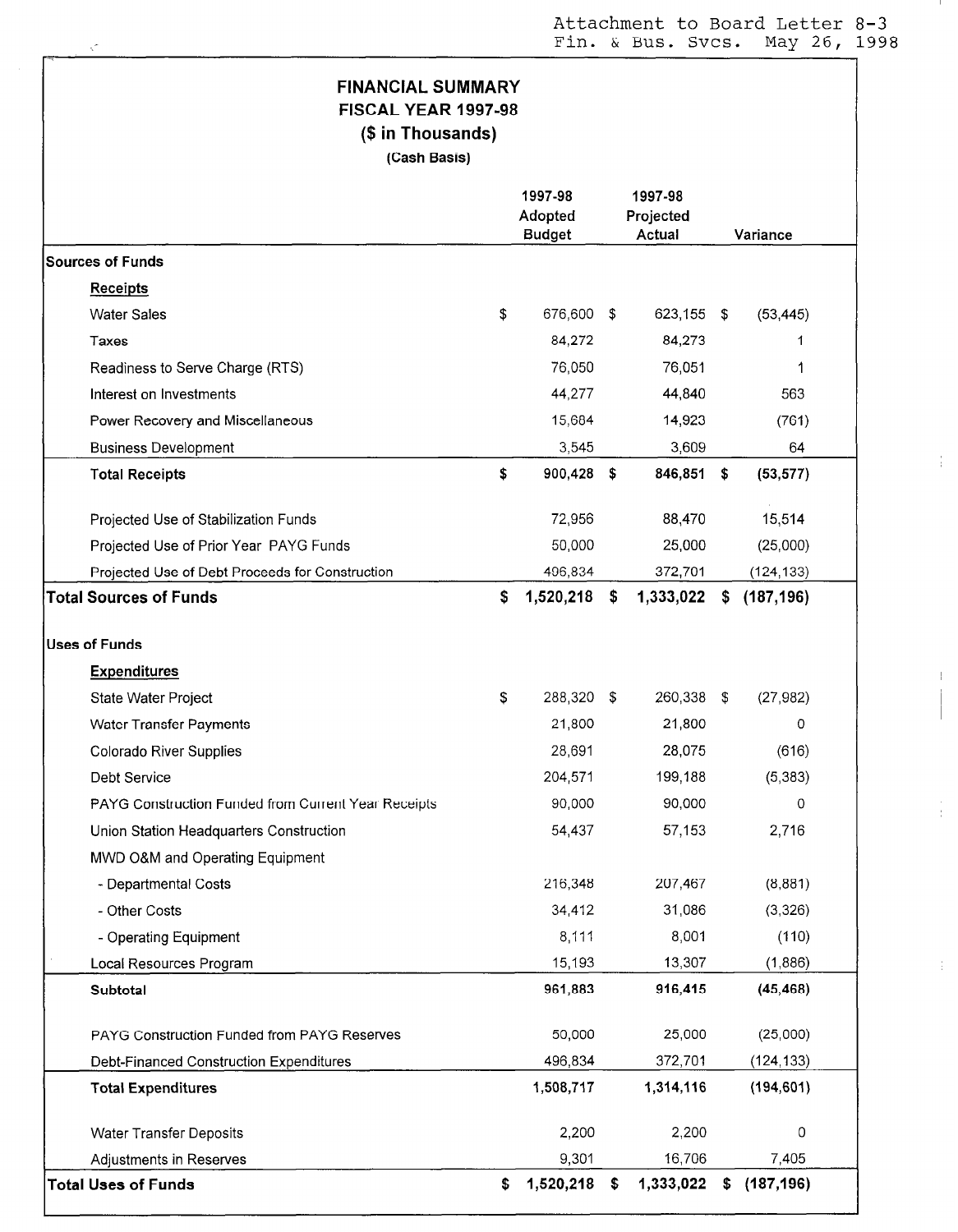Attachment to Board Letter 8-3
Fin. & Bus. Svcs. May 26, 1998

# FINANCIAL SUMMARY
## FISCAL YEAR 1997-98
## ($ in Thousands)
(Cash Basis)

| | 1997-98 Adopted Budget | 1997-98 Projected Actual | Variance |
|---|---|---|---|
| **Sources of Funds** | | | |
| **Receipts** | | | |
| Water Sales | $ 676,600 | $ 623,155 | $ (53,445) |
| Taxes | 84,272 | 84,273 | 1 |
| Readiness to Serve Charge (RTS) | 76,050 | 76,051 | 1 |
| Interest on Investments | 44,277 | 44,840 | 563 |
| Power Recovery and Miscellaneous | 15,684 | 14,923 | (761) |
| Business Development | 3,545 | 3,609 | 64 |
| **Total Receipts** | **$ 900,428** | **$ 846,851** | **$ (53,577)** |
| Projected Use of Stabilization Funds | 72,956 | 88,470 | 15,514 |
| Projected Use of Prior Year PAYG Funds | 50,000 | 25,000 | (25,000) |
| Projected Use of Debt Proceeds for Construction | 496,834 | 372,701 | (124,133) |
| **Total Sources of Funds** | **$ 1,520,218** | **$ 1,333,022** | **$ (187,196)** |
| **Uses of Funds** | | | |
| **Expenditures** | | | |
| State Water Project | $ 288,320 | $ 260,338 | $ (27,982) |
| Water Transfer Payments | 21,800 | 21,800 | 0 |
| Colorado River Supplies | 28,691 | 28,075 | (616) |
| Debt Service | 204,571 | 199,188 | (5,383) |
| PAYG Construction Funded from Current Year Receipts | 90,000 | 90,000 | 0 |
| Union Station Headquarters Construction | 54,437 | 57,153 | 2,716 |
| MWD O&M and Operating Equipment | | | |
| - Departmental Costs | 216,348 | 207,467 | (8,881) |
| - Other Costs | 34,412 | 31,086 | (3,326) |
| - Operating Equipment | 8,111 | 8,001 | (110) |
| Local Resources Program | 15,193 | 13,307 | (1,886) |
| **Subtotal** | **961,883** | **916,415** | **(45,468)** |
| PAYG Construction Funded from PAYG Reserves | 50,000 | 25,000 | (25,000) |
| Debt-Financed Construction Expenditures | 496,834 | 372,701 | (124,133) |
| **Total Expenditures** | **1,508,717** | **1,314,116** | **(194,601)** |
| Water Transfer Deposits | 2,200 | 2,200 | 0 |
| Adjustments in Reserves | 9,301 | 16,706 | 7,405 |
| **Total Uses of Funds** | **$ 1,520,218** | **$ 1,333,022** | **$ (187,196)** |